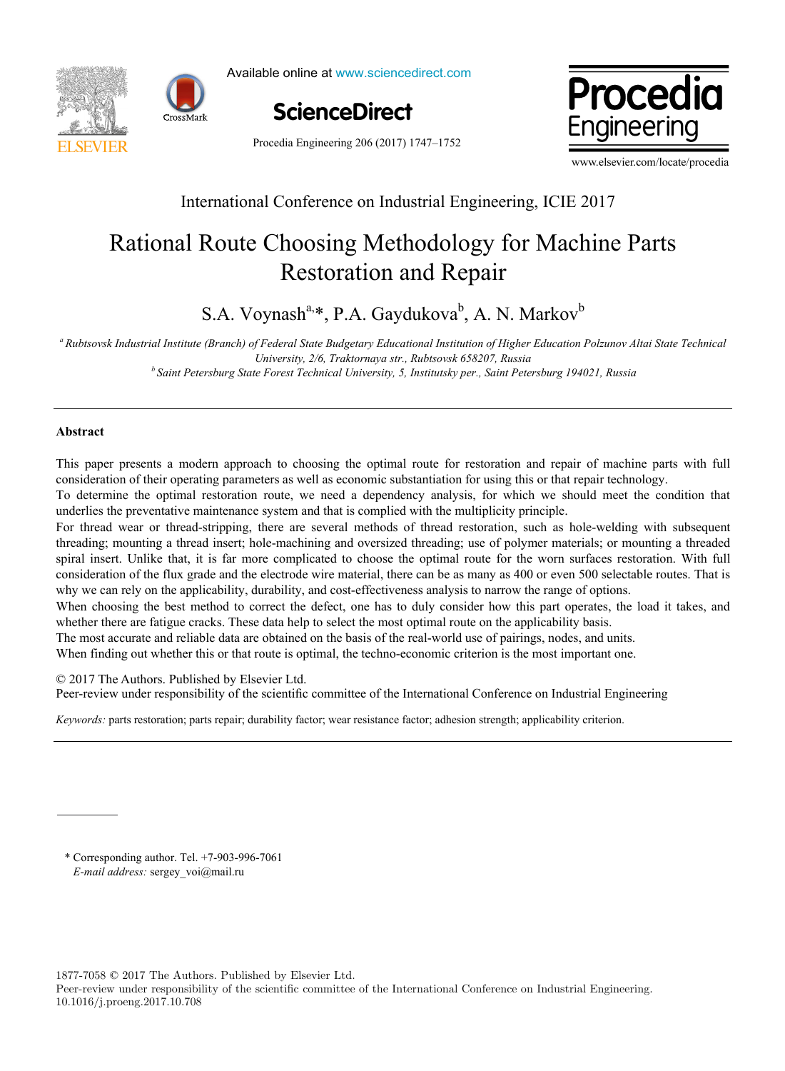International Conference on Industrial Engineering, ICIE 2017

# Rational Route Choosing Methodology for Machine Parts Restoration and Repair

S.A. Voynash[a,*], P.A. Gaydukova[b], A. N. Markov[b]

[a] Rubtsovsk Industrial Institute (Branch) of Federal State Budgetary Educational Institution of Higher Education Polzunov Altai State Technical University, 2/6, Traktornaya str., Rubtsovsk 658207, Russia

[b] Saint Petersburg State Forest Technical University, 5, Institutsky per., Saint Petersburg 194021, Russia

## Abstract

This paper presents a modern approach to choosing the optimal route for restoration and repair of machine parts with full consideration of their operating parameters as well as economic substantiation for using this or that repair technology.

To determine the optimal restoration route, we need a dependency analysis, for which we should meet the condition that underlies the preventative maintenance system and that is complied with the multiplicity principle.

For thread wear or thread-stripping, there are several methods of thread restoration, such as hole-welding with subsequent threading; mounting a thread insert; hole-machining and oversized threading; use of polymer materials; or mounting a threaded spiral insert. Unlike that, it is far more complicated to choose the optimal route for the worn surfaces restoration. With full consideration of the flux grade and the electrode wire material, there can be as many as 400 or even 500 selectable routes. That is why we can rely on the applicability, durability, and cost-effectiveness analysis to narrow the range of options.

When choosing the best method to correct the defect, one has to duly consider how this part operates, the load it takes, and whether there are fatigue cracks. These data help to select the most optimal route on the applicability basis.

The most accurate and reliable data are obtained on the basis of the real-world use of pairings, nodes, and units.

When finding out whether this or that route is optimal, the techno-economic criterion is the most important one.

© 2017 The Authors. Published by Elsevier Ltd.
Peer-review under responsibility of the scientific committee of the International Conference on Industrial Engineering

*Keywords:* parts restoration; parts repair; durability factor; wear resistance factor; adhesion strength; applicability criterion.

\* Corresponding author. Tel. +7-903-996-7061
*E-mail address:* sergey_voi@mail.ru

1877-7058 © 2017 The Authors. Published by Elsevier Ltd.
Peer-review under responsibility of the scientific committee of the International Conference on Industrial Engineering.
10.1016/j.proeng.2017.10.708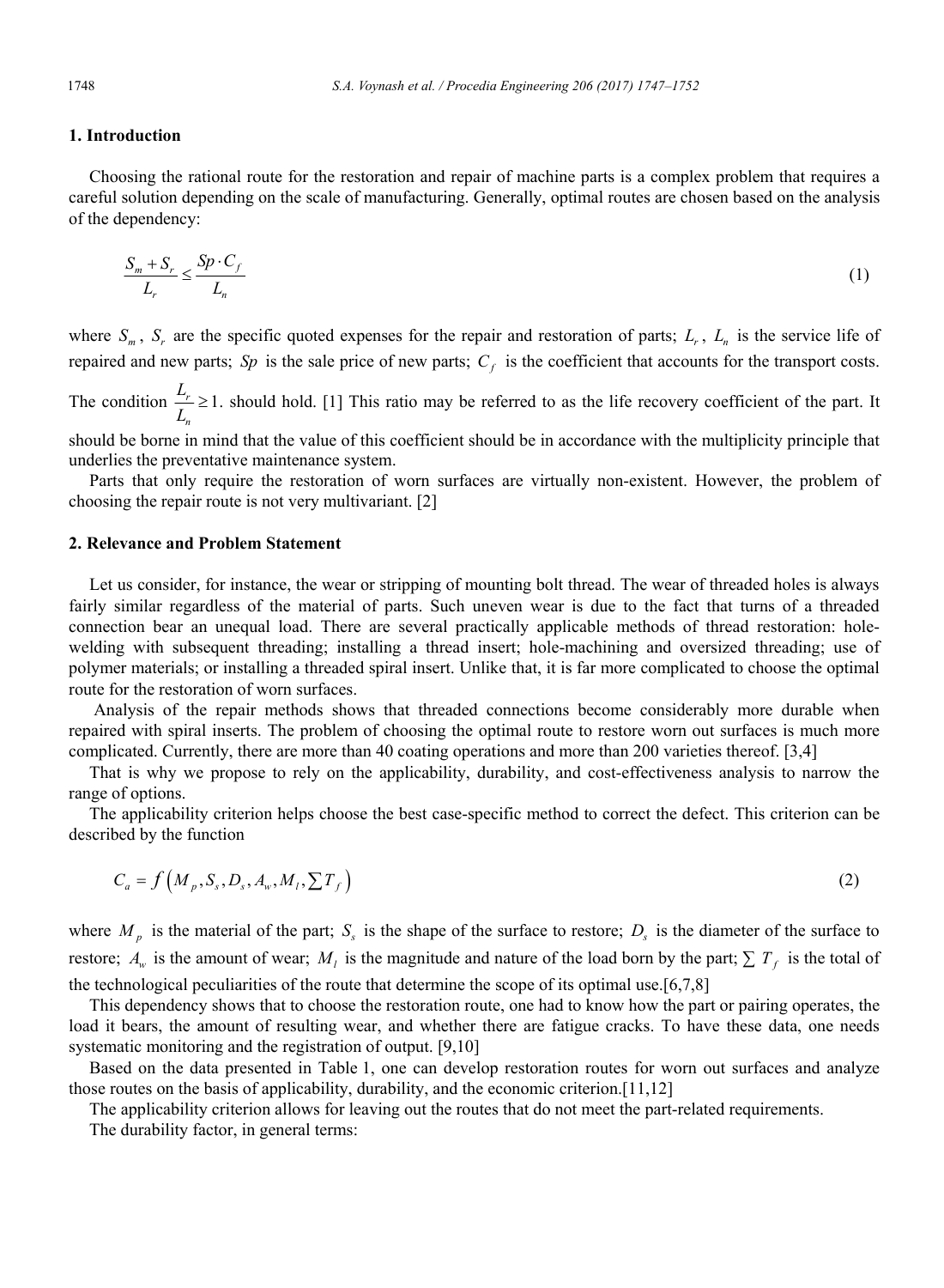## 1. Introduction

Choosing the rational route for the restoration and repair of machine parts is a complex problem that requires a careful solution depending on the scale of manufacturing. Generally, optimal routes are chosen based on the analysis of the dependency:

$$\frac{S_m + S_r}{L_r} \leq \frac{Sp \cdot C_f}{L_n} \tag{1}$$

where $S_m$, $S_r$ are the specific quoted expenses for the repair and restoration of parts; $L_r$, $L_n$ is the service life of repaired and new parts; $Sp$ is the sale price of new parts; $C_f$ is the coefficient that accounts for the transport costs. The condition $\frac{L_r}{L_n} \geq 1$. should hold. [1] This ratio may be referred to as the life recovery coefficient of the part. It should be borne in mind that the value of this coefficient should be in accordance with the multiplicity principle that underlies the preventative maintenance system.

Parts that only require the restoration of worn surfaces are virtually non-existent. However, the problem of choosing the repair route is not very multivariant. [2]

## 2. Relevance and Problem Statement

Let us consider, for instance, the wear or stripping of mounting bolt thread. The wear of threaded holes is always fairly similar regardless of the material of parts. Such uneven wear is due to the fact that turns of a threaded connection bear an unequal load. There are several practically applicable methods of thread restoration: hole-welding with subsequent threading; installing a thread insert; hole-machining and oversized threading; use of polymer materials; or installing a threaded spiral insert. Unlike that, it is far more complicated to choose the optimal route for the restoration of worn surfaces.

Analysis of the repair methods shows that threaded connections become considerably more durable when repaired with spiral inserts. The problem of choosing the optimal route to restore worn out surfaces is much more complicated. Currently, there are more than 40 coating operations and more than 200 varieties thereof. [3,4]

That is why we propose to rely on the applicability, durability, and cost-effectiveness analysis to narrow the range of options.

The applicability criterion helps choose the best case-specific method to correct the defect. This criterion can be described by the function

$$C_a = f\left(M_p, S_s, D_s, A_w, M_l, \sum T_f\right) \tag{2}$$

where $M_p$ is the material of the part; $S_s$ is the shape of the surface to restore; $D_s$ is the diameter of the surface to restore; $A_w$ is the amount of wear; $M_l$ is the magnitude and nature of the load born by the part; $\sum T_f$ is the total of the technological peculiarities of the route that determine the scope of its optimal use.[6,7,8]

This dependency shows that to choose the restoration route, one had to know how the part or pairing operates, the load it bears, the amount of resulting wear, and whether there are fatigue cracks. To have these data, one needs systematic monitoring and the registration of output. [9,10]

Based on the data presented in Table 1, one can develop restoration routes for worn out surfaces and analyze those routes on the basis of applicability, durability, and the economic criterion.[11,12]

The applicability criterion allows for leaving out the routes that do not meet the part-related requirements.

The durability factor, in general terms: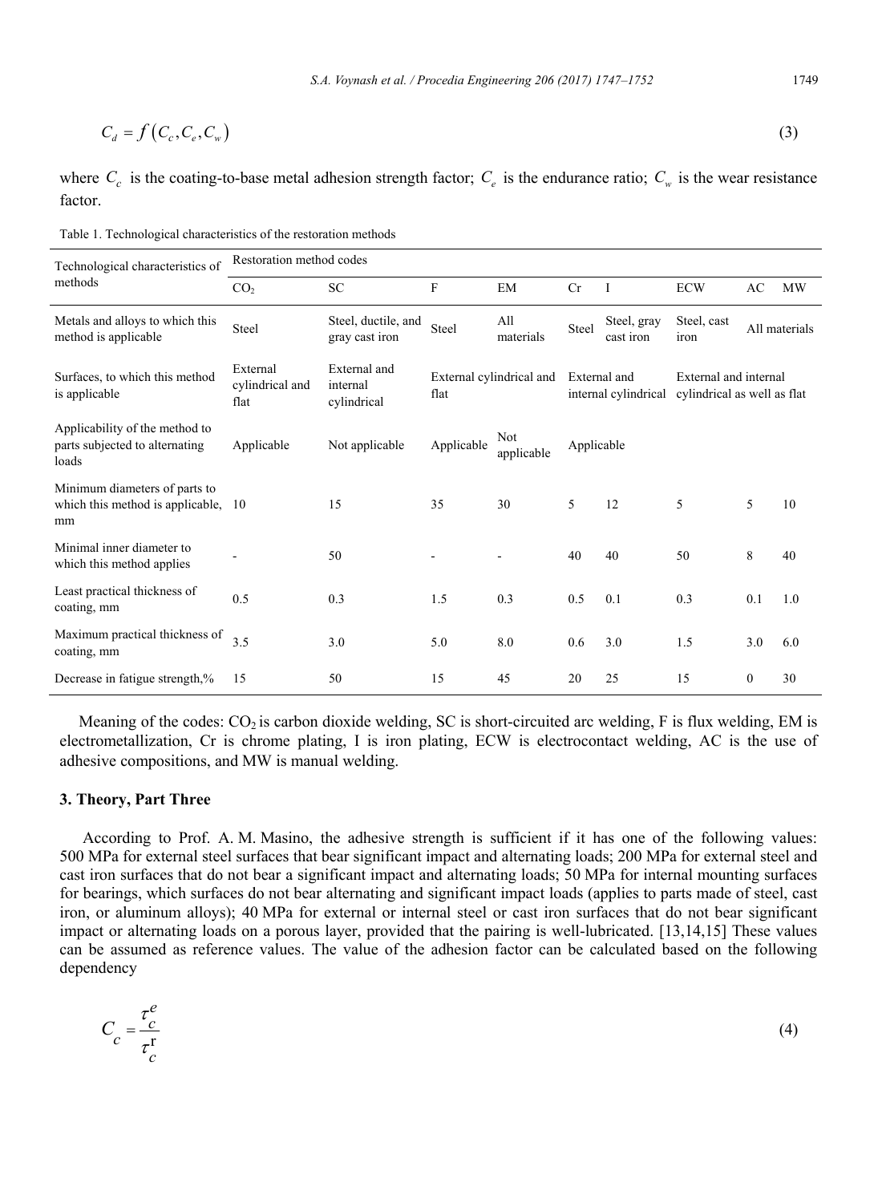$$C_d = f\left(C_c, C_e, C_w\right) \tag{3}$$

where $C_c$ is the coating-to-base metal adhesion strength factor; $C_e$ is the endurance ratio; $C_w$ is the wear resistance factor.

Table 1. Technological characteristics of the restoration methods

| Technological characteristics of methods | Restoration method codes | | | | | | | | |
|---|---|---|---|---|---|---|---|---|---|
| | $CO_2$ | SC | F | EM | Cr | I | ECW | AC | MW |
| Metals and alloys to which this method is applicable | Steel | Steel, ductile, and gray cast iron | Steel | All materials | Steel | Steel, gray cast iron | Steel, cast iron | All materials | |
| Surfaces, to which this method is applicable | External cylindrical and flat | External and internal cylindrical | External cylindrical and flat | | External and internal cylindrical | | External and internal cylindrical as well as flat | | |
| Applicability of the method to parts subjected to alternating loads | Applicable | Not applicable | Applicable | Not applicable | Applicable | | | | |
| Minimum diameters of parts to which this method is applicable, mm | 10 | 15 | 35 | 30 | 5 | 12 | 5 | 5 | 10 |
| Minimal inner diameter to which this method applies | - | 50 | - | - | 40 | 40 | 50 | 8 | 40 |
| Least practical thickness of coating, mm | 0.5 | 0.3 | 1.5 | 0.3 | 0.5 | 0.1 | 0.3 | 0.1 | 1.0 |
| Maximum practical thickness of coating, mm | 3.5 | 3.0 | 5.0 | 8.0 | 0.6 | 3.0 | 1.5 | 3.0 | 6.0 |
| Decrease in fatigue strength,% | 15 | 50 | 15 | 45 | 20 | 25 | 15 | 0 | 30 |

Meaning of the codes: $CO_2$ is carbon dioxide welding, SC is short-circuited arc welding, F is flux welding, EM is electrometallization, Cr is chrome plating, I is iron plating, ECW is electrocontact welding, AC is the use of adhesive compositions, and MW is manual welding.

### 3. Theory, Part Three

According to Prof. A. M. Masino, the adhesive strength is sufficient if it has one of the following values: 500 MPa for external steel surfaces that bear significant impact and alternating loads; 200 MPa for external steel and cast iron surfaces that do not bear a significant impact and alternating loads; 50 MPa for internal mounting surfaces for bearings, which surfaces do not bear alternating and significant impact loads (applies to parts made of steel, cast iron, or aluminum alloys); 40 MPa for external or internal steel or cast iron surfaces that do not bear significant impact or alternating loads on a porous layer, provided that the pairing is well-lubricated. [13,14,15] These values can be assumed as reference values. The value of the adhesion factor can be calculated based on the following dependency

$$C_c = \frac{\tau_c^e}{\tau_c^r} \tag{4}$$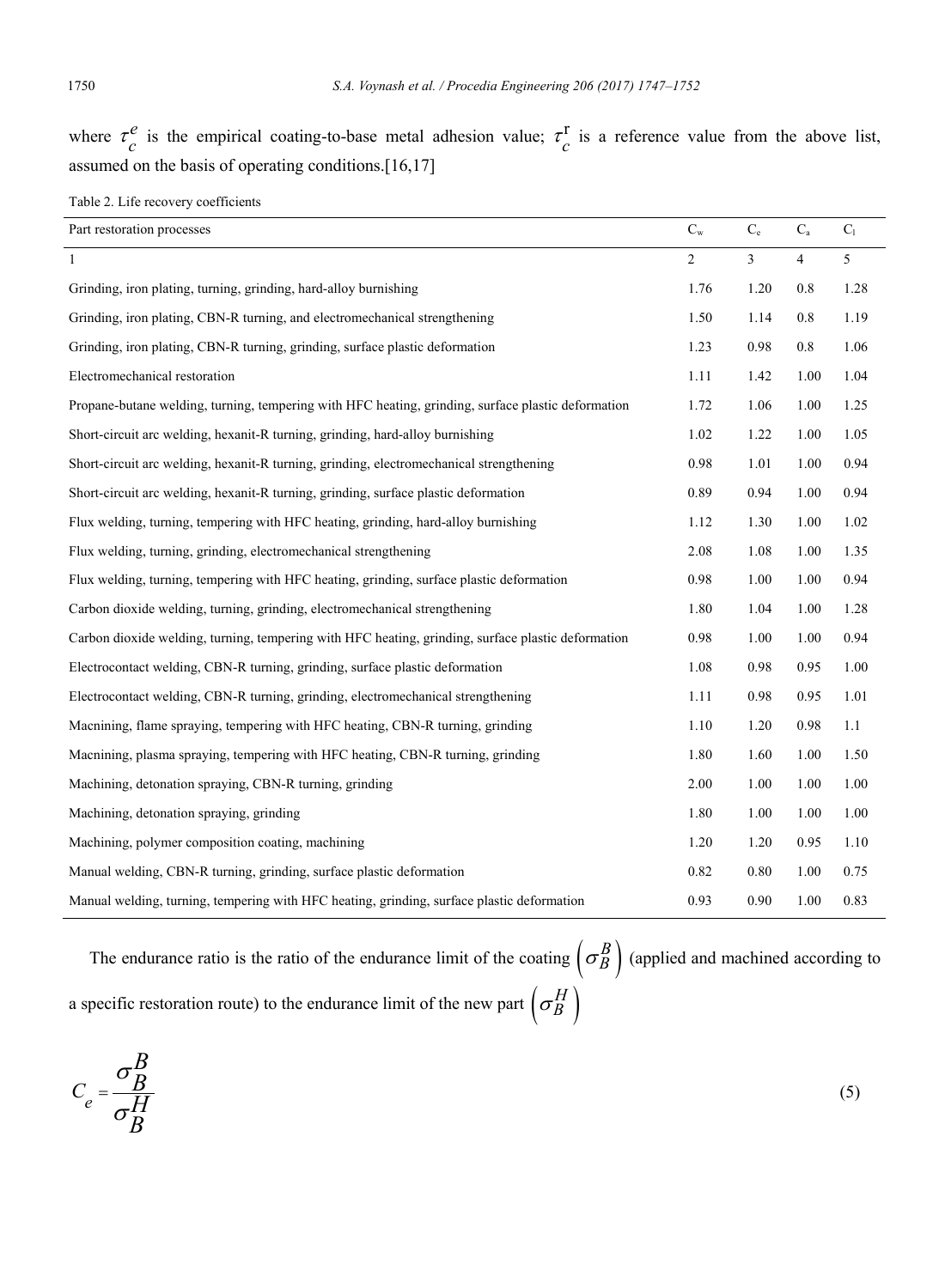where $\tau_c^e$ is the empirical coating-to-base metal adhesion value; $\tau_c^r$ is a reference value from the above list, assumed on the basis of operating conditions.[16,17]

Table 2. Life recovery coefficients

| Part restoration processes | $C_w$ | $C_e$ | $C_a$ | $C_l$ |
|---|---|---|---|---|
| 1 | 2 | 3 | 4 | 5 |
| Grinding, iron plating, turning, grinding, hard-alloy burnishing | 1.76 | 1.20 | 0.8 | 1.28 |
| Grinding, iron plating, CBN-R turning, and electromechanical strengthening | 1.50 | 1.14 | 0.8 | 1.19 |
| Grinding, iron plating, CBN-R turning, grinding, surface plastic deformation | 1.23 | 0.98 | 0.8 | 1.06 |
| Electromechanical restoration | 1.11 | 1.42 | 1.00 | 1.04 |
| Propane-butane welding, turning, tempering with HFC heating, grinding, surface plastic deformation | 1.72 | 1.06 | 1.00 | 1.25 |
| Short-circuit arc welding, hexanit-R turning, grinding, hard-alloy burnishing | 1.02 | 1.22 | 1.00 | 1.05 |
| Short-circuit arc welding, hexanit-R turning, grinding, electromechanical strengthening | 0.98 | 1.01 | 1.00 | 0.94 |
| Short-circuit arc welding, hexanit-R turning, grinding, surface plastic deformation | 0.89 | 0.94 | 1.00 | 0.94 |
| Flux welding, turning, tempering with HFC heating, grinding, hard-alloy burnishing | 1.12 | 1.30 | 1.00 | 1.02 |
| Flux welding, turning, grinding, electromechanical strengthening | 2.08 | 1.08 | 1.00 | 1.35 |
| Flux welding, turning, tempering with HFC heating, grinding, surface plastic deformation | 0.98 | 1.00 | 1.00 | 0.94 |
| Carbon dioxide welding, turning, grinding, electromechanical strengthening | 1.80 | 1.04 | 1.00 | 1.28 |
| Carbon dioxide welding, turning, tempering with HFC heating, grinding, surface plastic deformation | 0.98 | 1.00 | 1.00 | 0.94 |
| Electrocontact welding, CBN-R turning, grinding, surface plastic deformation | 1.08 | 0.98 | 0.95 | 1.00 |
| Electrocontact welding, CBN-R turning, grinding, electromechanical strengthening | 1.11 | 0.98 | 0.95 | 1.01 |
| Macnining, flame spraying, tempering with HFC heating, CBN-R turning, grinding | 1.10 | 1.20 | 0.98 | 1.1 |
| Macnining, plasma spraying, tempering with HFC heating, CBN-R turning, grinding | 1.80 | 1.60 | 1.00 | 1.50 |
| Machining, detonation spraying, CBN-R turning, grinding | 2.00 | 1.00 | 1.00 | 1.00 |
| Machining, detonation spraying, grinding | 1.80 | 1.00 | 1.00 | 1.00 |
| Machining, polymer composition coating, machining | 1.20 | 1.20 | 0.95 | 1.10 |
| Manual welding, CBN-R turning, grinding, surface plastic deformation | 0.82 | 0.80 | 1.00 | 0.75 |
| Manual welding, turning, tempering with HFC heating, grinding, surface plastic deformation | 0.93 | 0.90 | 1.00 | 0.83 |

The endurance ratio is the ratio of the endurance limit of the coating $\left(\sigma_B^B\right)$ (applied and machined according to a specific restoration route) to the endurance limit of the new part $\left(\sigma_B^H\right)$

$$C_e = \frac{\sigma_B^B}{\sigma_B^H} \tag{5}$$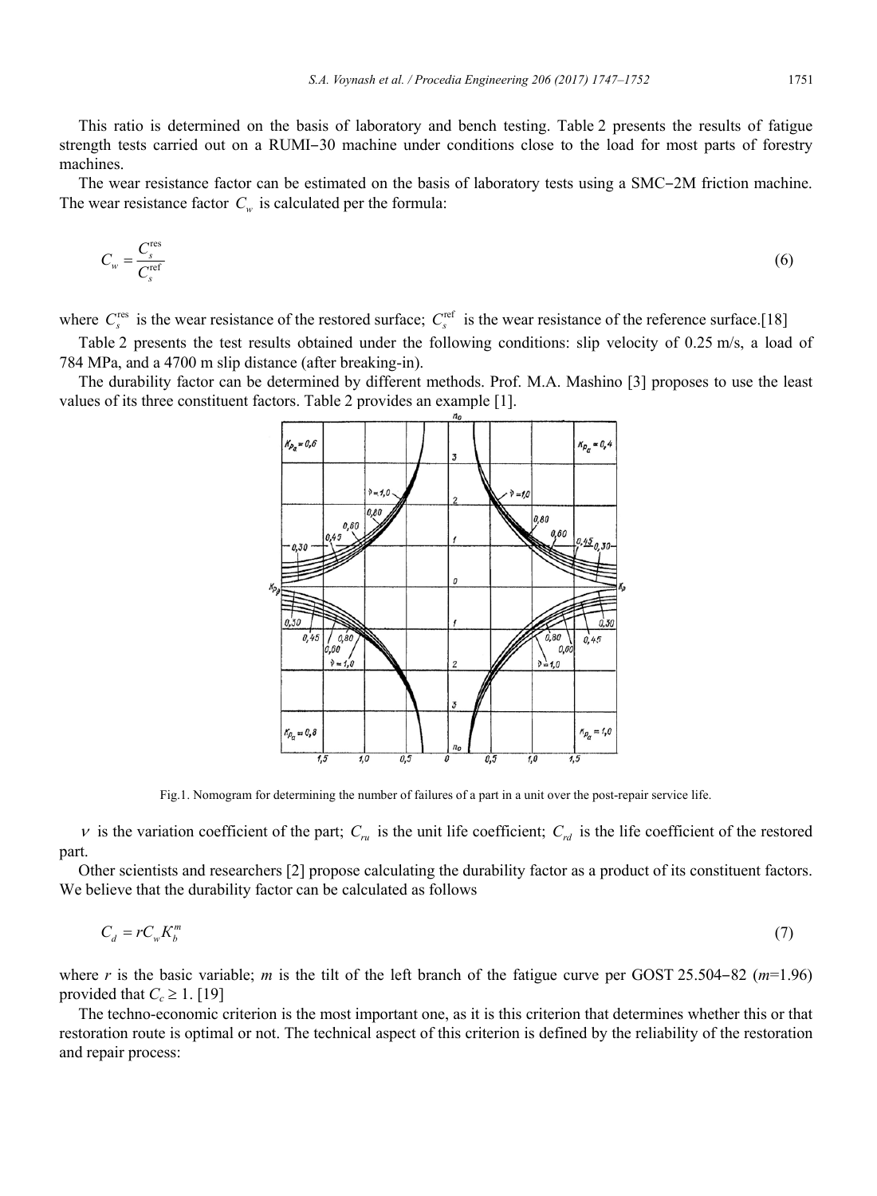This ratio is determined on the basis of laboratory and bench testing. Table 2 presents the results of fatigue strength tests carried out on a RUMI−30 machine under conditions close to the load for most parts of forestry machines.

The wear resistance factor can be estimated on the basis of laboratory tests using a SMC−2M friction machine. The wear resistance factor $C_w$ is calculated per the formula:

$$C_w = \frac{C_s^{\text{res}}}{C_s^{\text{ref}}} \tag{6}$$

where $C_s^{\text{res}}$ is the wear resistance of the restored surface; $C_s^{\text{ref}}$ is the wear resistance of the reference surface.[18]

Table 2 presents the test results obtained under the following conditions: slip velocity of 0.25 m/s, a load of 784 MPa, and a 4700 m slip distance (after breaking-in).

The durability factor can be determined by different methods. Prof. M.A. Mashino [3] proposes to use the least values of its three constituent factors. Table 2 provides an example [1].

Fig.1. Nomogram for determining the number of failures of a part in a unit over the post-repair service life.

$\nu$ is the variation coefficient of the part; $C_{ru}$ is the unit life coefficient; $C_{rd}$ is the life coefficient of the restored part.

Other scientists and researchers [2] propose calculating the durability factor as a product of its constituent factors. We believe that the durability factor can be calculated as follows

$$C_d = rC_w K_b^m \tag{7}$$

where $r$ is the basic variable; $m$ is the tilt of the left branch of the fatigue curve per GOST 25.504−82 ($m$=1.96) provided that $C_c \geq 1$. [19]

The techno-economic criterion is the most important one, as it is this criterion that determines whether this or that restoration route is optimal or not. The technical aspect of this criterion is defined by the reliability of the restoration and repair process: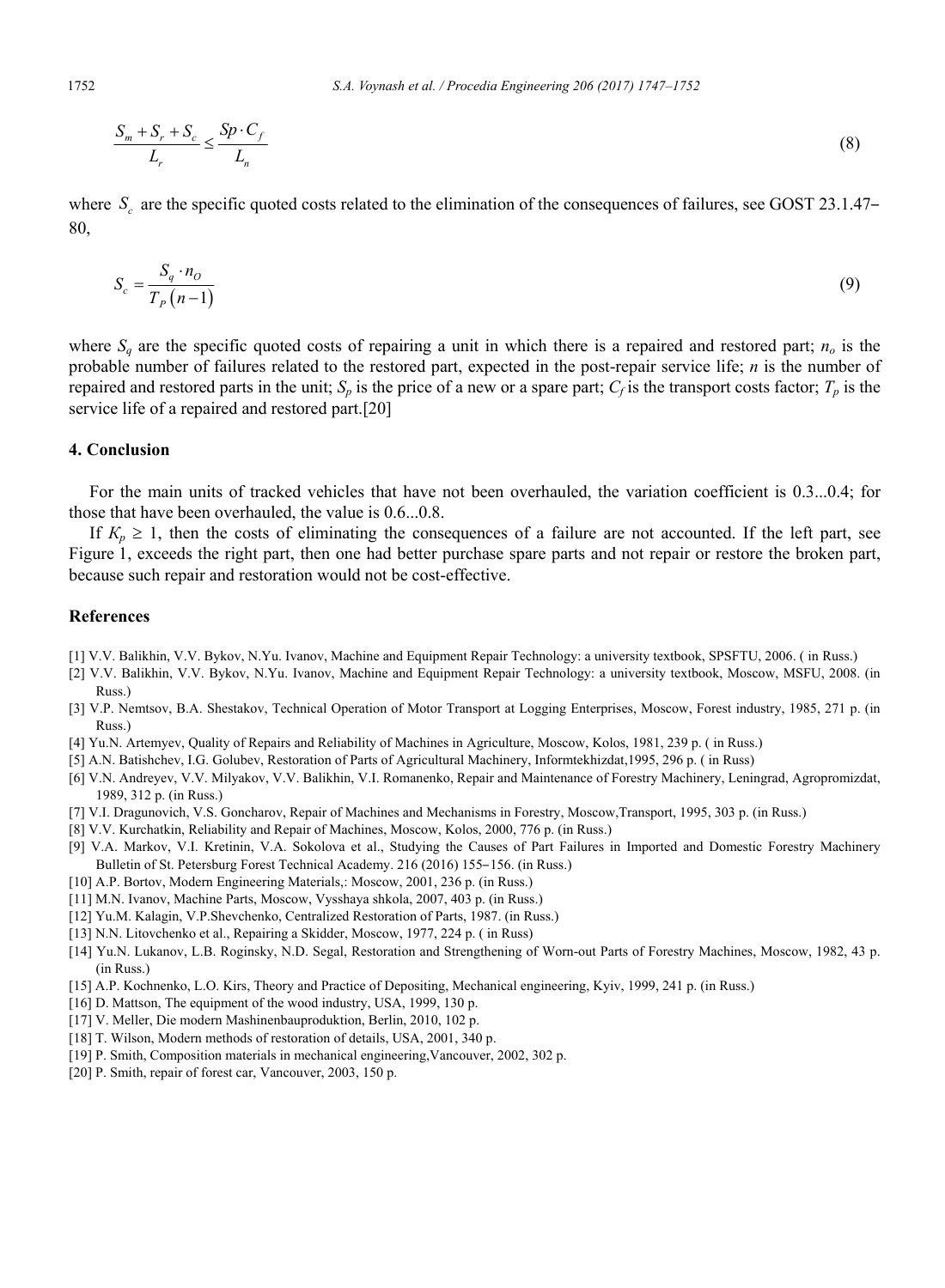$$\frac{S_m + S_r + S_c}{L_r} \le \frac{Sp \cdot C_f}{L_n} \tag{8}$$

where $S_c$ are the specific quoted costs related to the elimination of the consequences of failures, see GOST 23.1.47–80,

$$S_c = \frac{S_q \cdot n_O}{T_P\left(n-1\right)} \tag{9}$$

where $S_q$ are the specific quoted costs of repairing a unit in which there is a repaired and restored part; $n_o$ is the probable number of failures related to the restored part, expected in the post-repair service life; $n$ is the number of repaired and restored parts in the unit; $S_p$ is the price of a new or a spare part; $C_f$ is the transport costs factor; $T_p$ is the service life of a repaired and restored part.[20]

## 4. Conclusion

For the main units of tracked vehicles that have not been overhauled, the variation coefficient is 0.3...0.4; for those that have been overhauled, the value is 0.6...0.8.

If $K_p \ge 1$, then the costs of eliminating the consequences of a failure are not accounted. If the left part, see Figure 1, exceeds the right part, then one had better purchase spare parts and not repair or restore the broken part, because such repair and restoration would not be cost-effective.

## References

[1] V.V. Balikhin, V.V. Bykov, N.Yu. Ivanov, Machine and Equipment Repair Technology: a university textbook, SPSFTU, 2006. ( in Russ.)

[2] V.V. Balikhin, V.V. Bykov, N.Yu. Ivanov, Machine and Equipment Repair Technology: a university textbook, Moscow, MSFU, 2008. (in Russ.)

[3] V.P. Nemtsov, B.A. Shestakov, Technical Operation of Motor Transport at Logging Enterprises, Moscow, Forest industry, 1985, 271 p. (in Russ.)

[4] Yu.N. Artemyev, Quality of Repairs and Reliability of Machines in Agriculture, Moscow, Kolos, 1981, 239 p. ( in Russ.)

[5] A.N. Batishchev, I.G. Golubev, Restoration of Parts of Agricultural Machinery, Informtekhizdat,1995, 296 p. ( in Russ)

[6] V.N. Andreyev, V.V. Milyakov, V.V. Balikhin, V.I. Romanenko, Repair and Maintenance of Forestry Machinery, Leningrad, Agropromizdat, 1989, 312 p. (in Russ.)

[7] V.I. Dragunovich, V.S. Goncharov, Repair of Machines and Mechanisms in Forestry, Moscow,Transport, 1995, 303 p. (in Russ.)

[8] V.V. Kurchatkin, Reliability and Repair of Machines, Moscow, Kolos, 2000, 776 p. (in Russ.)

[9] V.A. Markov, V.I. Kretinin, V.A. Sokolova et al., Studying the Causes of Part Failures in Imported and Domestic Forestry Machinery Bulletin of St. Petersburg Forest Technical Academy. 216 (2016) 155–156. (in Russ.)

[10] A.P. Bortov, Modern Engineering Materials,: Moscow, 2001, 236 p. (in Russ.)

[11] M.N. Ivanov, Machine Parts, Moscow, Vysshaya shkola, 2007, 403 p. (in Russ.)

[12] Yu.M. Kalagin, V.P.Shevchenko, Centralized Restoration of Parts, 1987. (in Russ.)

[13] N.N. Litovchenko et al., Repairing a Skidder, Moscow, 1977, 224 p. ( in Russ)

[14] Yu.N. Lukanov, L.B. Roginsky, N.D. Segal, Restoration and Strengthening of Worn-out Parts of Forestry Machines, Moscow, 1982, 43 p. (in Russ.)

[15] A.P. Kochnenko, L.O. Kirs, Theory and Practice of Depositing, Mechanical engineering, Kyiv, 1999, 241 p. (in Russ.)

[16] D. Mattson, The equipment of the wood industry, USA, 1999, 130 p.

[17] V. Meller, Die modern Mashinenbauproduktion, Berlin, 2010, 102 p.

[18] T. Wilson, Modern methods of restoration of details, USA, 2001, 340 p.

[19] P. Smith, Composition materials in mechanical engineering,Vancouver, 2002, 302 p.

[20] P. Smith, repair of forest car, Vancouver, 2003, 150 p.